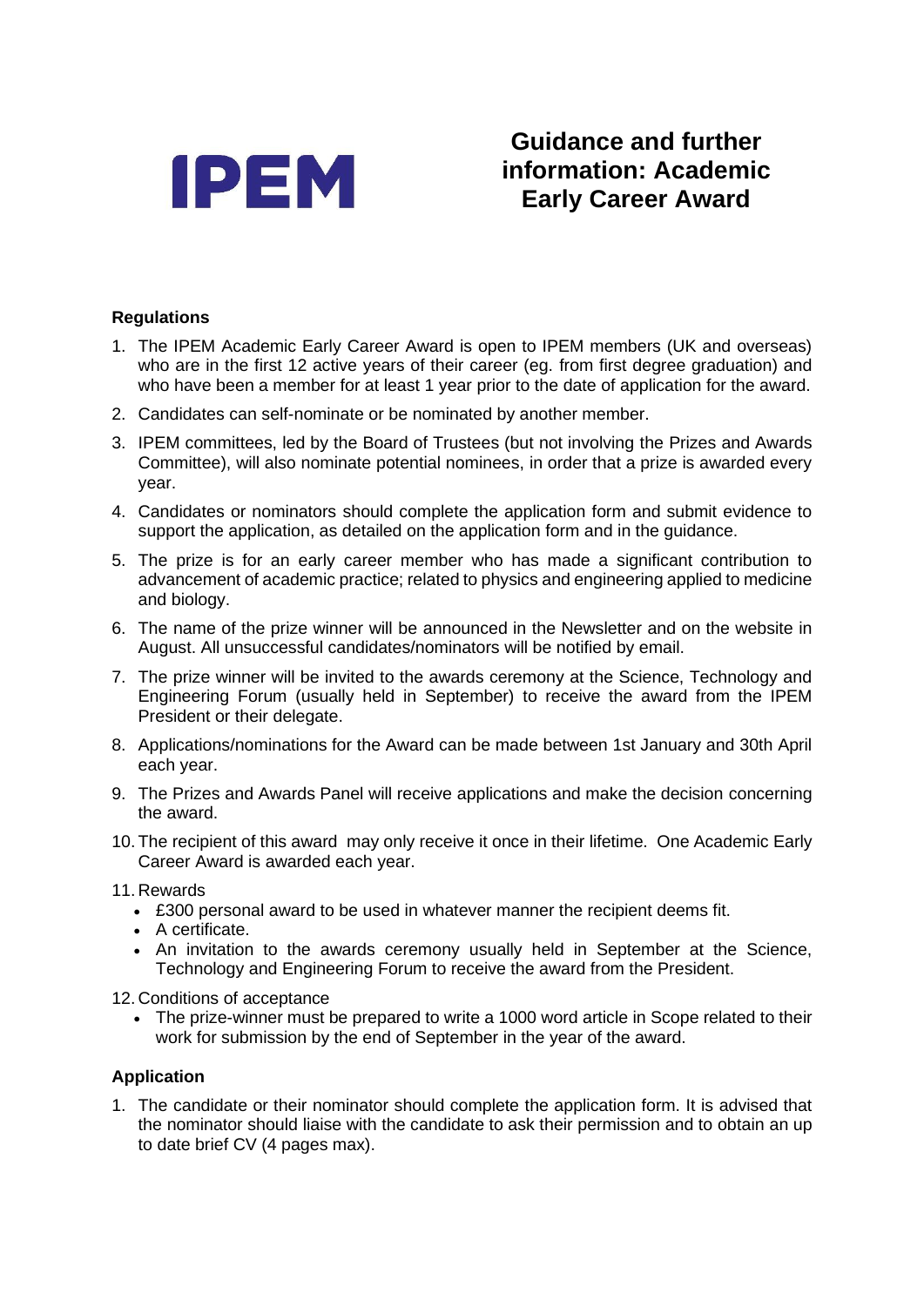IPEM

# Guidance and further information: Academic Early Career Award

## Regulations

1. The IPEM Academic Early Career Award is open to IPEM members (UK and overseas) who are in the first 12 active years of their career (eg. from first degree graduation) and who have been a member for at least 1 year prior to the date of application for the award.
2. Candidates can self-nominate or be nominated by another member.
3. IPEM committees, led by the Board of Trustees (but not involving the Prizes and Awards Committee), will also nominate potential nominees, in order that a prize is awarded every year.
4. Candidates or nominators should complete the application form and submit evidence to support the application, as detailed on the application form and in the guidance.
5. The prize is for an early career member who has made a significant contribution to advancement of academic practice; related to physics and engineering applied to medicine and biology.
6. The name of the prize winner will be announced in the Newsletter and on the website in August. All unsuccessful candidates/nominators will be notified by email.
7. The prize winner will be invited to the awards ceremony at the Science, Technology and Engineering Forum (usually held in September) to receive the award from the IPEM President or their delegate.
8. Applications/nominations for the Award can be made between 1st January and 30th April each year.
9. The Prizes and Awards Panel will receive applications and make the decision concerning the award.
10. The recipient of this award may only receive it once in their lifetime. One Academic Early Career Award is awarded each year.
11. Rewards
    - £300 personal award to be used in whatever manner the recipient deems fit.
    - A certificate.
    - An invitation to the awards ceremony usually held in September at the Science, Technology and Engineering Forum to receive the award from the President.
12. Conditions of acceptance
    - The prize-winner must be prepared to write a 1000 word article in Scope related to their work for submission by the end of September in the year of the award.

## Application

1. The candidate or their nominator should complete the application form. It is advised that the nominator should liaise with the candidate to ask their permission and to obtain an up to date brief CV (4 pages max).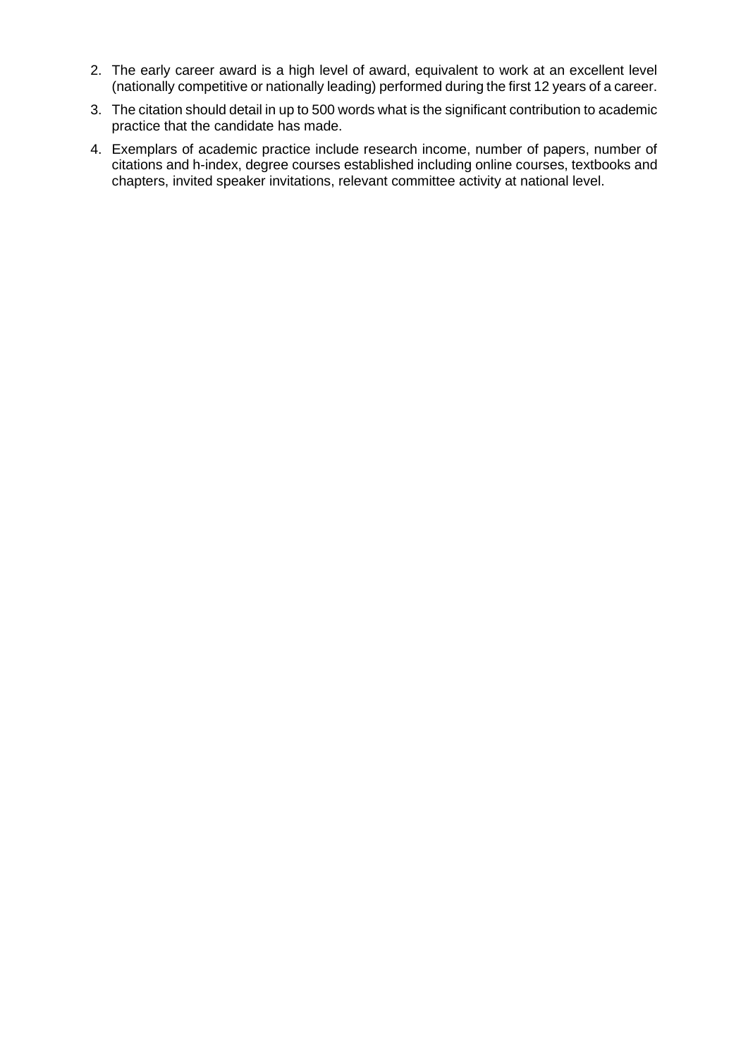2. The early career award is a high level of award, equivalent to work at an excellent level (nationally competitive or nationally leading) performed during the first 12 years of a career.
3. The citation should detail in up to 500 words what is the significant contribution to academic practice that the candidate has made.
4. Exemplars of academic practice include research income, number of papers, number of citations and h-index, degree courses established including online courses, textbooks and chapters, invited speaker invitations, relevant committee activity at national level.